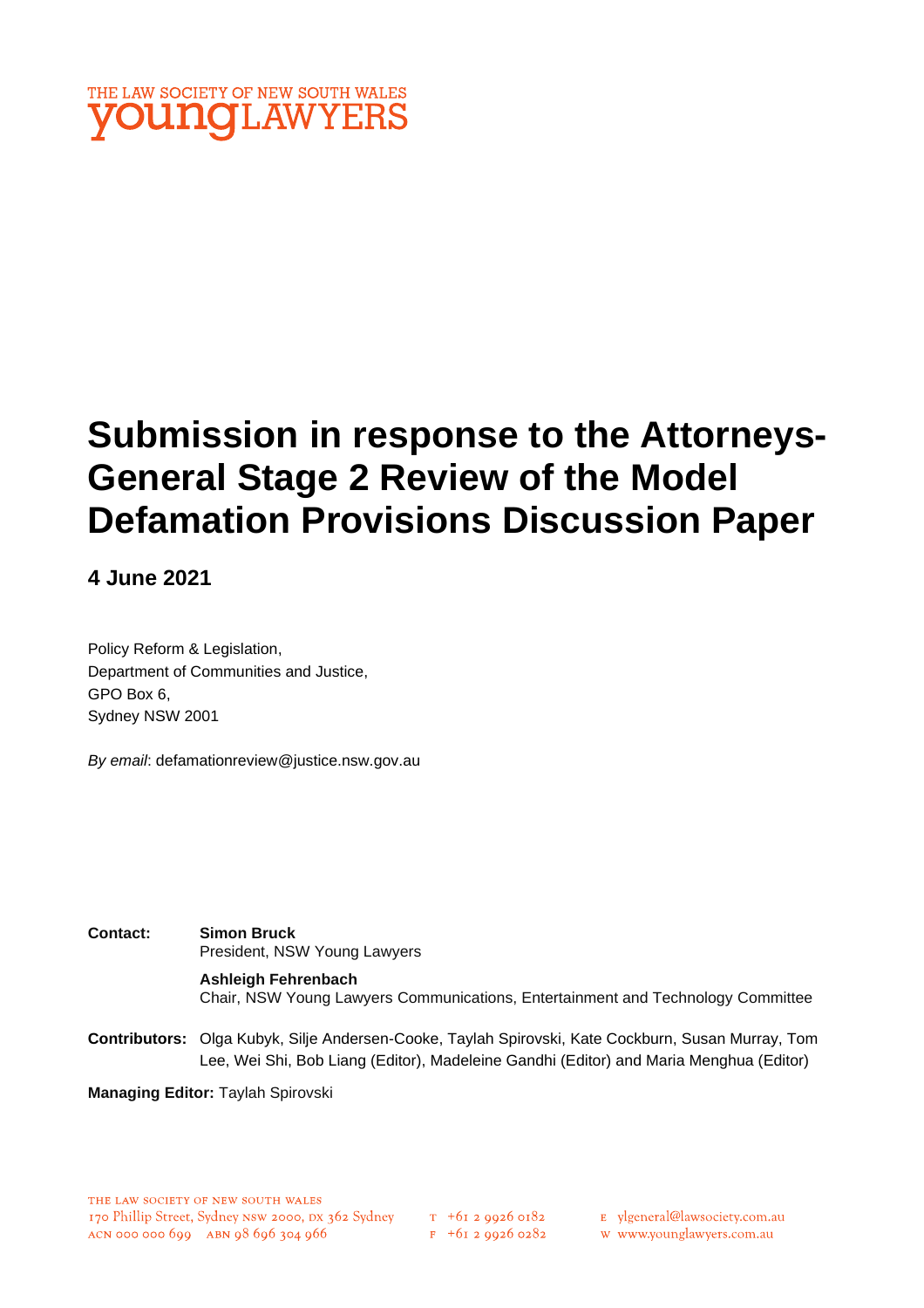THE LAW SOCIETY OF NEW SOUTH WALES
**young**LAWYERS

# Submission in response to the Attorneys-General Stage 2 Review of the Model Defamation Provisions Discussion Paper

**4 June 2021**

Policy Reform & Legislation,
Department of Communities and Justice,
GPO Box 6,
Sydney NSW 2001

*By email*: defamationreview@justice.nsw.gov.au

**Contact:** **Simon Bruck**
President, NSW Young Lawyers

**Ashleigh Fehrenbach**
Chair, NSW Young Lawyers Communications, Entertainment and Technology Committee

**Contributors:** Olga Kubyk, Silje Andersen-Cooke, Taylah Spirovski, Kate Cockburn, Susan Murray, Tom Lee, Wei Shi, Bob Liang (Editor), Madeleine Gandhi (Editor) and Maria Menghua (Editor)

**Managing Editor:** Taylah Spirovski

THE LAW SOCIETY OF NEW SOUTH WALES
170 Phillip Street, Sydney NSW 2000, DX 362 Sydney
ACN 000 000 699 ABN 98 696 304 966

T +61 2 9926 0182
F +61 2 9926 0282

E ylgeneral@lawsociety.com.au
W www.younglawyers.com.au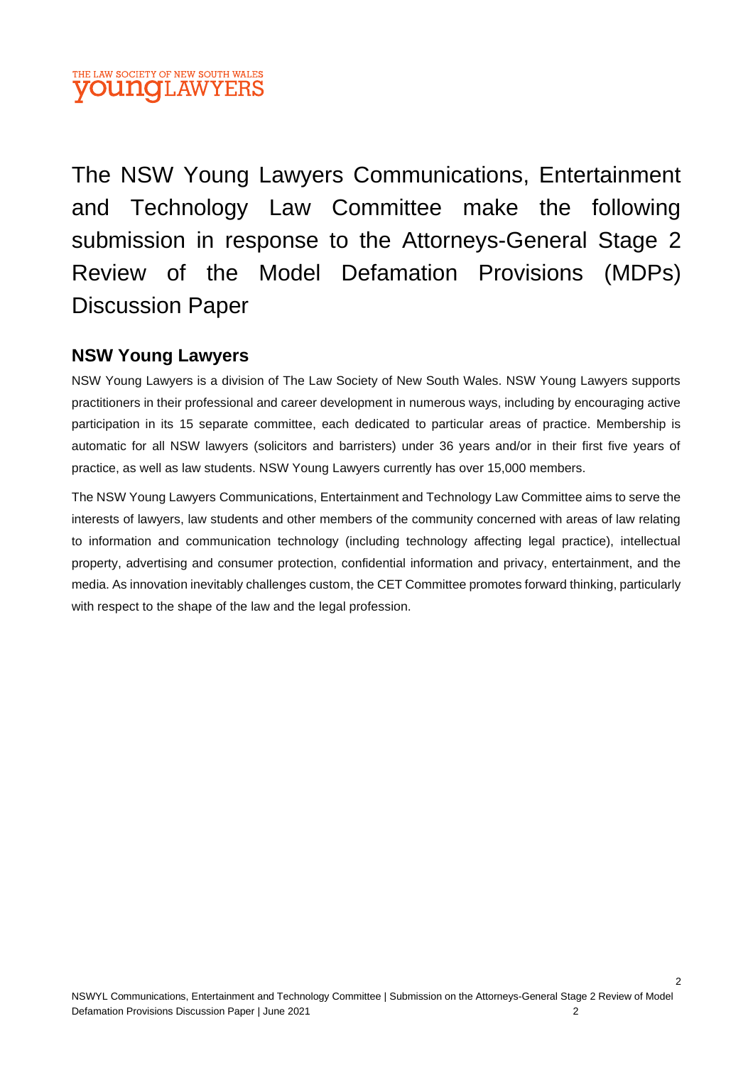# The NSW Young Lawyers Communications, Entertainment and Technology Law Committee make the following submission in response to the Attorneys-General Stage 2 Review of the Model Defamation Provisions (MDPs) Discussion Paper

## NSW Young Lawyers

NSW Young Lawyers is a division of The Law Society of New South Wales. NSW Young Lawyers supports practitioners in their professional and career development in numerous ways, including by encouraging active participation in its 15 separate committee, each dedicated to particular areas of practice. Membership is automatic for all NSW lawyers (solicitors and barristers) under 36 years and/or in their first five years of practice, as well as law students. NSW Young Lawyers currently has over 15,000 members.

The NSW Young Lawyers Communications, Entertainment and Technology Law Committee aims to serve the interests of lawyers, law students and other members of the community concerned with areas of law relating to information and communication technology (including technology affecting legal practice), intellectual property, advertising and consumer protection, confidential information and privacy, entertainment, and the media. As innovation inevitably challenges custom, the CET Committee promotes forward thinking, particularly with respect to the shape of the law and the legal profession.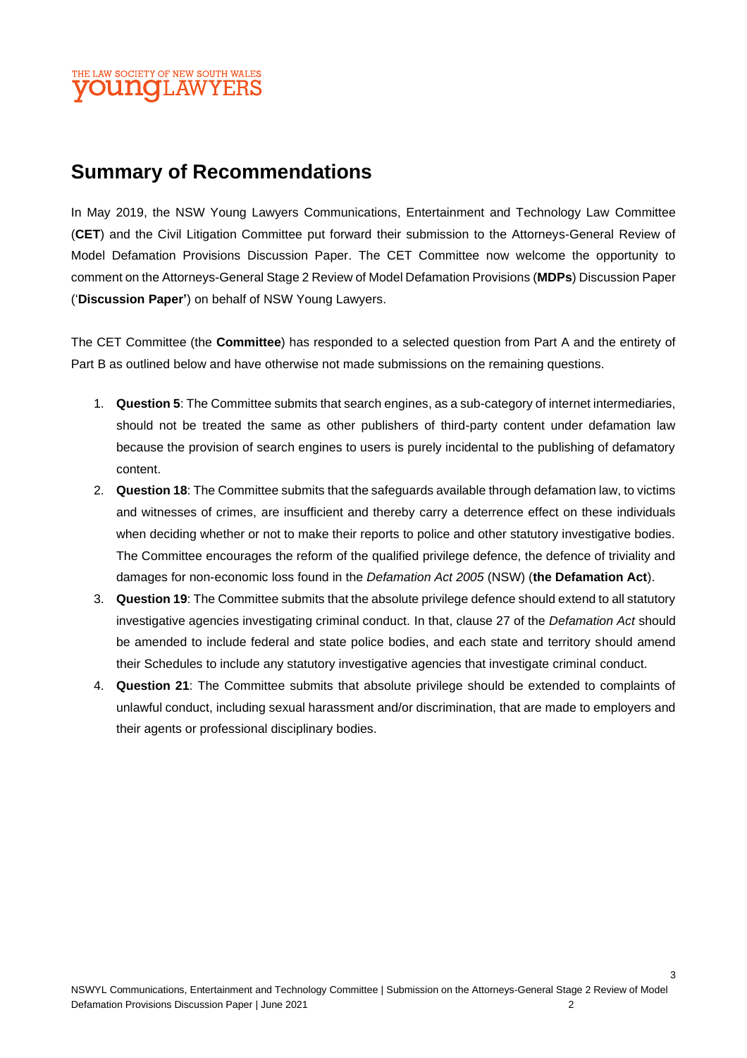## Summary of Recommendations

In May 2019, the NSW Young Lawyers Communications, Entertainment and Technology Law Committee (**CET**) and the Civil Litigation Committee put forward their submission to the Attorneys-General Review of Model Defamation Provisions Discussion Paper. The CET Committee now welcome the opportunity to comment on the Attorneys-General Stage 2 Review of Model Defamation Provisions (**MDPs**) Discussion Paper ('**Discussion Paper'**) on behalf of NSW Young Lawyers.

The CET Committee (the **Committee**) has responded to a selected question from Part A and the entirety of Part B as outlined below and have otherwise not made submissions on the remaining questions.

1. **Question 5**: The Committee submits that search engines, as a sub-category of internet intermediaries, should not be treated the same as other publishers of third-party content under defamation law because the provision of search engines to users is purely incidental to the publishing of defamatory content.
2. **Question 18**: The Committee submits that the safeguards available through defamation law, to victims and witnesses of crimes, are insufficient and thereby carry a deterrence effect on these individuals when deciding whether or not to make their reports to police and other statutory investigative bodies. The Committee encourages the reform of the qualified privilege defence, the defence of triviality and damages for non-economic loss found in the *Defamation Act 2005* (NSW) (**the Defamation Act**).
3. **Question 19**: The Committee submits that the absolute privilege defence should extend to all statutory investigative agencies investigating criminal conduct. In that, clause 27 of the *Defamation Act* should be amended to include federal and state police bodies, and each state and territory should amend their Schedules to include any statutory investigative agencies that investigate criminal conduct.
4. **Question 21**: The Committee submits that absolute privilege should be extended to complaints of unlawful conduct, including sexual harassment and/or discrimination, that are made to employers and their agents or professional disciplinary bodies.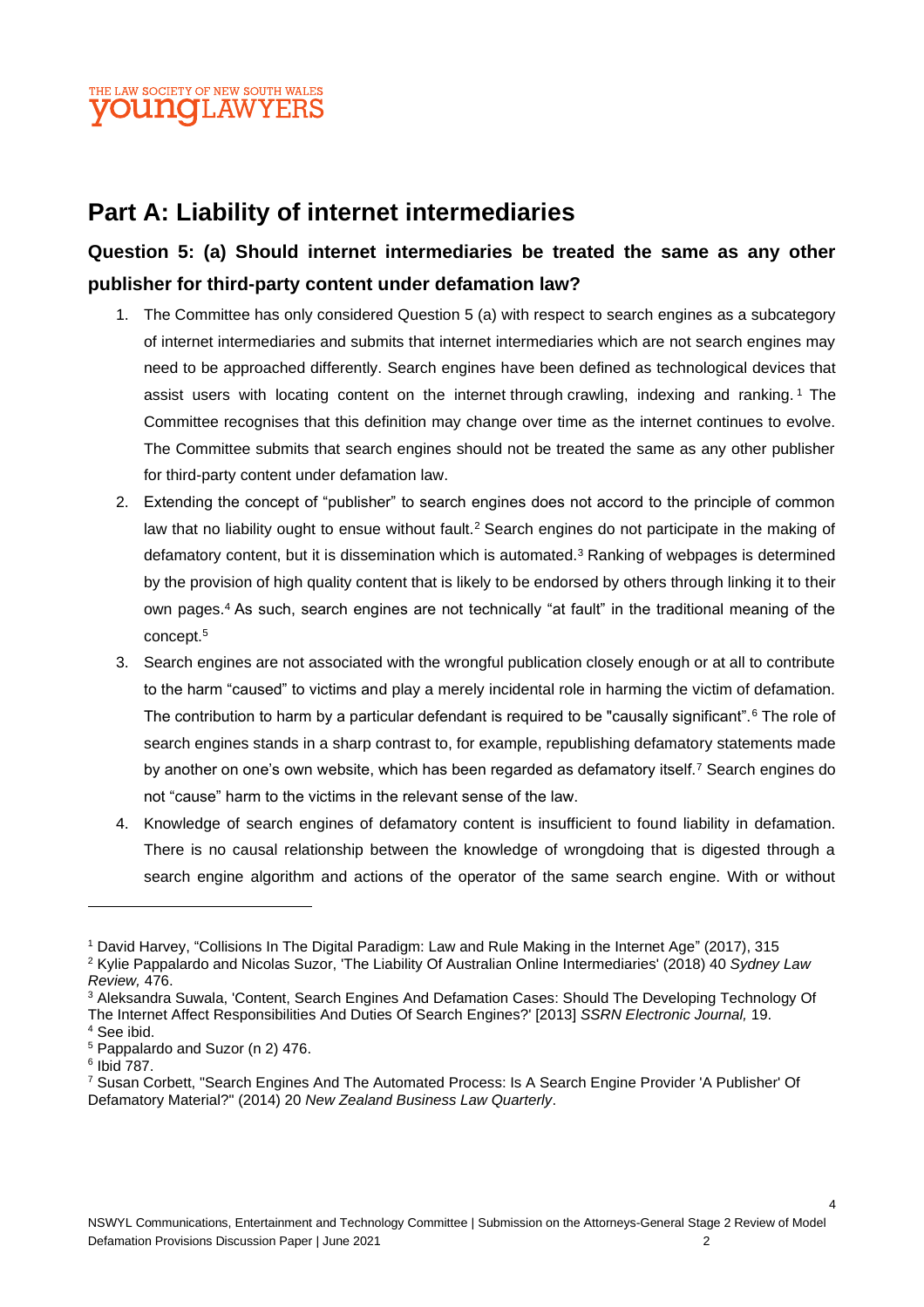# Part A: Liability of internet intermediaries

## Question 5: (a) Should internet intermediaries be treated the same as any other publisher for third-party content under defamation law?

1. The Committee has only considered Question 5 (a) with respect to search engines as a subcategory of internet intermediaries and submits that internet intermediaries which are not search engines may need to be approached differently. Search engines have been defined as technological devices that assist users with locating content on the internet through crawling, indexing and ranking.[1] The Committee recognises that this definition may change over time as the internet continues to evolve. The Committee submits that search engines should not be treated the same as any other publisher for third-party content under defamation law.
2. Extending the concept of "publisher" to search engines does not accord to the principle of common law that no liability ought to ensue without fault.[2] Search engines do not participate in the making of defamatory content, but it is dissemination which is automated.[3] Ranking of webpages is determined by the provision of high quality content that is likely to be endorsed by others through linking it to their own pages.[4] As such, search engines are not technically "at fault" in the traditional meaning of the concept.[5]
3. Search engines are not associated with the wrongful publication closely enough or at all to contribute to the harm "caused" to victims and play a merely incidental role in harming the victim of defamation. The contribution to harm by a particular defendant is required to be "causally significant".[6] The role of search engines stands in a sharp contrast to, for example, republishing defamatory statements made by another on one's own website, which has been regarded as defamatory itself.[7] Search engines do not "cause" harm to the victims in the relevant sense of the law.
4. Knowledge of search engines of defamatory content is insufficient to found liability in defamation. There is no causal relationship between the knowledge of wrongdoing that is digested through a search engine algorithm and actions of the operator of the same search engine. With or without

---

[1] David Harvey, "Collisions In The Digital Paradigm: Law and Rule Making in the Internet Age" (2017), 315

[2] Kylie Pappalardo and Nicolas Suzor, 'The Liability Of Australian Online Intermediaries' (2018) 40 *Sydney Law Review,* 476.

[3] Aleksandra Suwala, 'Content, Search Engines And Defamation Cases: Should The Developing Technology Of The Internet Affect Responsibilities And Duties Of Search Engines?' [2013] *SSRN Electronic Journal,* 19.

[4] See ibid.

[5] Pappalardo and Suzor (n 2) 476.

[6] Ibid 787.

[7] Susan Corbett, "Search Engines And The Automated Process: Is A Search Engine Provider 'A Publisher' Of Defamatory Material?" (2014) 20 *New Zealand Business Law Quarterly*.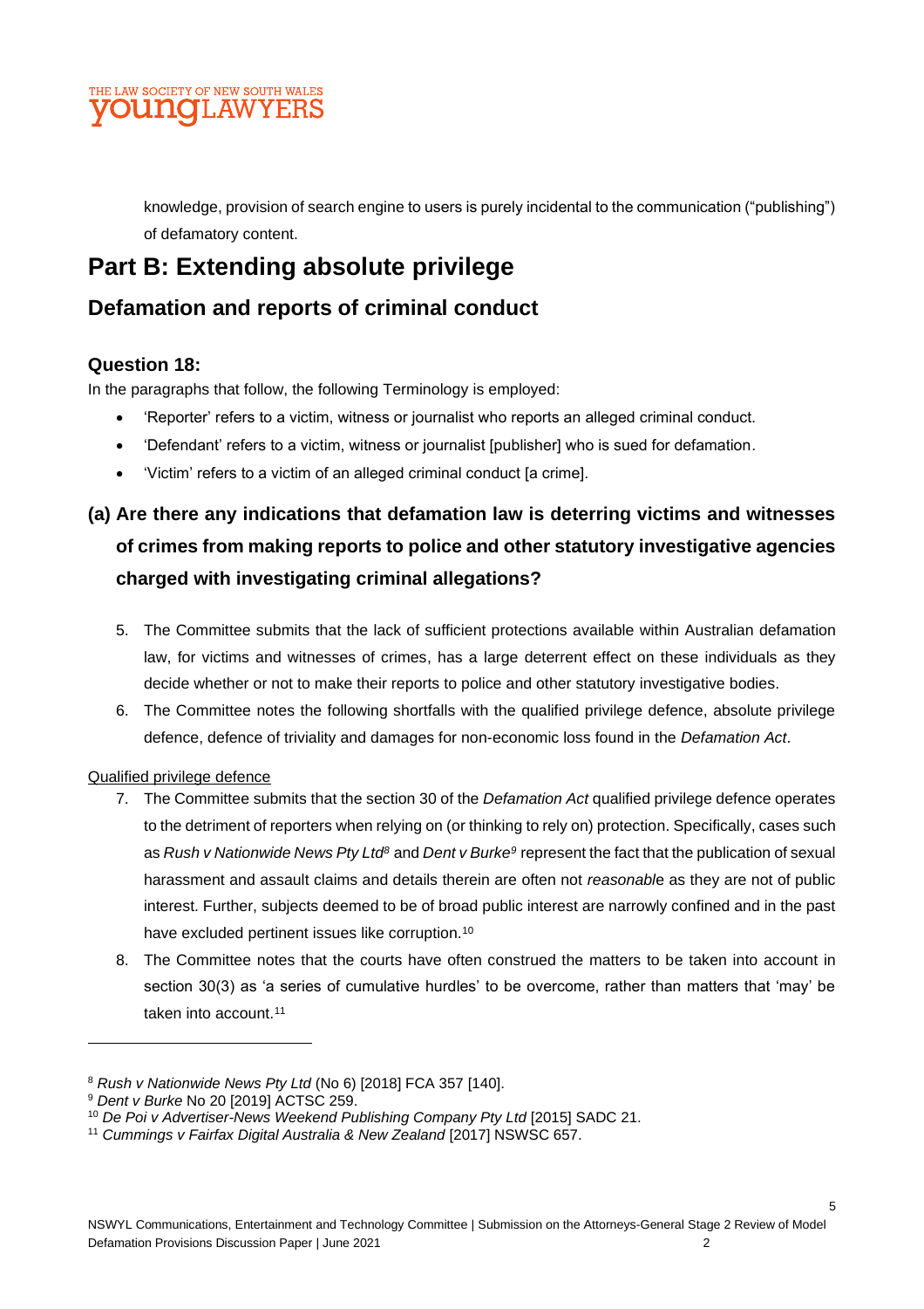knowledge, provision of search engine to users is purely incidental to the communication ("publishing") of defamatory content.

# Part B: Extending absolute privilege

## Defamation and reports of criminal conduct

### Question 18:

In the paragraphs that follow, the following Terminology is employed:

- 'Reporter' refers to a victim, witness or journalist who reports an alleged criminal conduct.
- 'Defendant' refers to a victim, witness or journalist [publisher] who is sued for defamation.
- 'Victim' refers to a victim of an alleged criminal conduct [a crime].

## (a) Are there any indications that defamation law is deterring victims and witnesses of crimes from making reports to police and other statutory investigative agencies charged with investigating criminal allegations?

5. The Committee submits that the lack of sufficient protections available within Australian defamation law, for victims and witnesses of crimes, has a large deterrent effect on these individuals as they decide whether or not to make their reports to police and other statutory investigative bodies.
6. The Committee notes the following shortfalls with the qualified privilege defence, absolute privilege defence, defence of triviality and damages for non-economic loss found in the *Defamation Act*.

<u>Qualified privilege defence</u>

7. The Committee submits that the section 30 of the *Defamation Act* qualified privilege defence operates to the detriment of reporters when relying on (or thinking to rely on) protection. Specifically, cases such as *Rush v Nationwide News Pty Ltd*[8] and *Dent v Burke*[9] represent the fact that the publication of sexual harassment and assault claims and details therein are often not *reasonable* as they are not of public interest. Further, subjects deemed to be of broad public interest are narrowly confined and in the past have excluded pertinent issues like corruption.[10]
8. The Committee notes that the courts have often construed the matters to be taken into account in section 30(3) as 'a series of cumulative hurdles' to be overcome, rather than matters that 'may' be taken into account.[11]

---

[8] *Rush v Nationwide News Pty Ltd* (No 6) [2018] FCA 357 [140].

[9] *Dent v Burke* No 20 [2019] ACTSC 259.

[10] *De Poi v Advertiser-News Weekend Publishing Company Pty Ltd* [2015] SADC 21.

[11] *Cummings v Fairfax Digital Australia & New Zealand* [2017] NSWSC 657.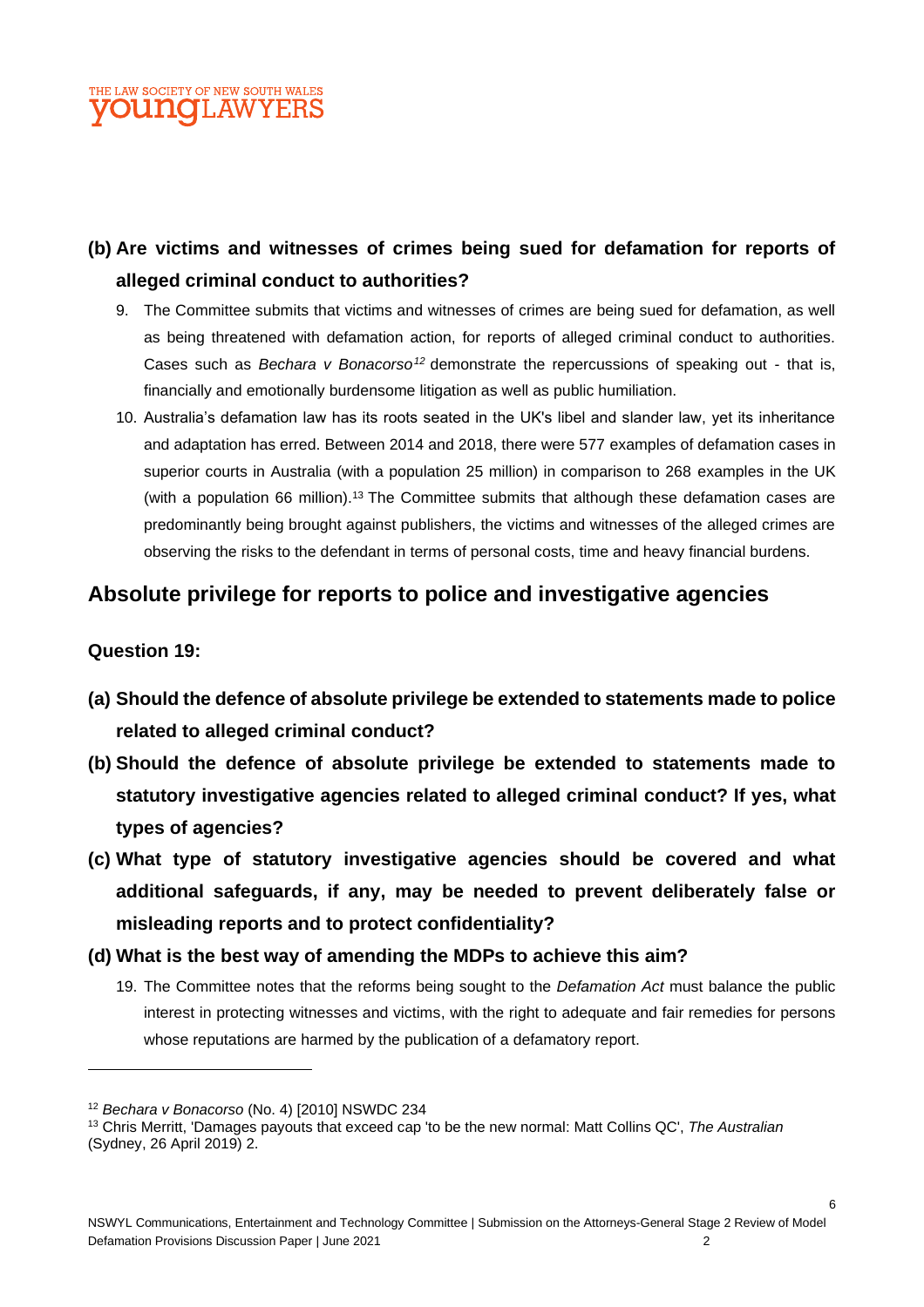**(b) Are victims and witnesses of crimes being sued for defamation for reports of alleged criminal conduct to authorities?**

9. The Committee submits that victims and witnesses of crimes are being sued for defamation, as well as being threatened with defamation action, for reports of alleged criminal conduct to authorities. Cases such as *Bechara v Bonacorso*[12] demonstrate the repercussions of speaking out - that is, financially and emotionally burdensome litigation as well as public humiliation.

10. Australia's defamation law has its roots seated in the UK's libel and slander law, yet its inheritance and adaptation has erred. Between 2014 and 2018, there were 577 examples of defamation cases in superior courts in Australia (with a population 25 million) in comparison to 268 examples in the UK (with a population 66 million).[13] The Committee submits that although these defamation cases are predominantly being brought against publishers, the victims and witnesses of the alleged crimes are observing the risks to the defendant in terms of personal costs, time and heavy financial burdens.

## Absolute privilege for reports to police and investigative agencies

**Question 19:**

**(a) Should the defence of absolute privilege be extended to statements made to police related to alleged criminal conduct?**

**(b) Should the defence of absolute privilege be extended to statements made to statutory investigative agencies related to alleged criminal conduct? If yes, what types of agencies?**

**(c) What type of statutory investigative agencies should be covered and what additional safeguards, if any, may be needed to prevent deliberately false or misleading reports and to protect confidentiality?**

**(d) What is the best way of amending the MDPs to achieve this aim?**

19. The Committee notes that the reforms being sought to the *Defamation Act* must balance the public interest in protecting witnesses and victims, with the right to adequate and fair remedies for persons whose reputations are harmed by the publication of a defamatory report.

---

[12] *Bechara v Bonacorso* (No. 4) [2010] NSWDC 234

[13] Chris Merritt, 'Damages payouts that exceed cap 'to be the new normal: Matt Collins QC', *The Australian* (Sydney, 26 April 2019) 2.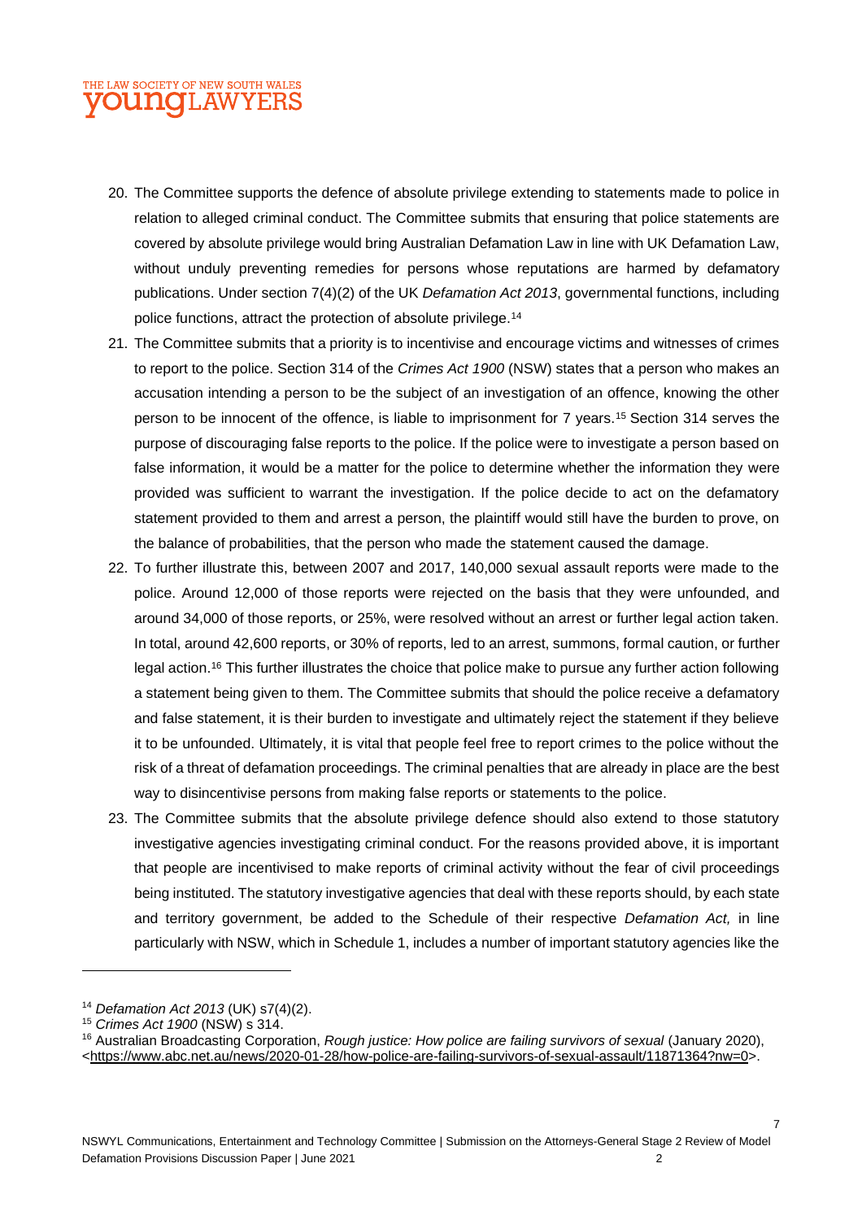20. The Committee supports the defence of absolute privilege extending to statements made to police in relation to alleged criminal conduct. The Committee submits that ensuring that police statements are covered by absolute privilege would bring Australian Defamation Law in line with UK Defamation Law, without unduly preventing remedies for persons whose reputations are harmed by defamatory publications. Under section 7(4)(2) of the UK *Defamation Act 2013*, governmental functions, including police functions, attract the protection of absolute privilege.[14]

21. The Committee submits that a priority is to incentivise and encourage victims and witnesses of crimes to report to the police. Section 314 of the *Crimes Act 1900* (NSW) states that a person who makes an accusation intending a person to be the subject of an investigation of an offence, knowing the other person to be innocent of the offence, is liable to imprisonment for 7 years.[15] Section 314 serves the purpose of discouraging false reports to the police. If the police were to investigate a person based on false information, it would be a matter for the police to determine whether the information they were provided was sufficient to warrant the investigation. If the police decide to act on the defamatory statement provided to them and arrest a person, the plaintiff would still have the burden to prove, on the balance of probabilities, that the person who made the statement caused the damage.

22. To further illustrate this, between 2007 and 2017, 140,000 sexual assault reports were made to the police. Around 12,000 of those reports were rejected on the basis that they were unfounded, and around 34,000 of those reports, or 25%, were resolved without an arrest or further legal action taken. In total, around 42,600 reports, or 30% of reports, led to an arrest, summons, formal caution, or further legal action.[16] This further illustrates the choice that police make to pursue any further action following a statement being given to them. The Committee submits that should the police receive a defamatory and false statement, it is their burden to investigate and ultimately reject the statement if they believe it to be unfounded. Ultimately, it is vital that people feel free to report crimes to the police without the risk of a threat of defamation proceedings. The criminal penalties that are already in place are the best way to disincentivise persons from making false reports or statements to the police.

23. The Committee submits that the absolute privilege defence should also extend to those statutory investigative agencies investigating criminal conduct. For the reasons provided above, it is important that people are incentivised to make reports of criminal activity without the fear of civil proceedings being instituted. The statutory investigative agencies that deal with these reports should, by each state and territory government, be added to the Schedule of their respective *Defamation Act,* in line particularly with NSW, which in Schedule 1, includes a number of important statutory agencies like the

---

[14] *Defamation Act 2013* (UK) s7(4)(2).

[15] *Crimes Act 1900* (NSW) s 314.

[16] Australian Broadcasting Corporation, *Rough justice: How police are failing survivors of sexual* (January 2020), <https://www.abc.net.au/news/2020-01-28/how-police-are-failing-survivors-of-sexual-assault/11871364?nw=0>.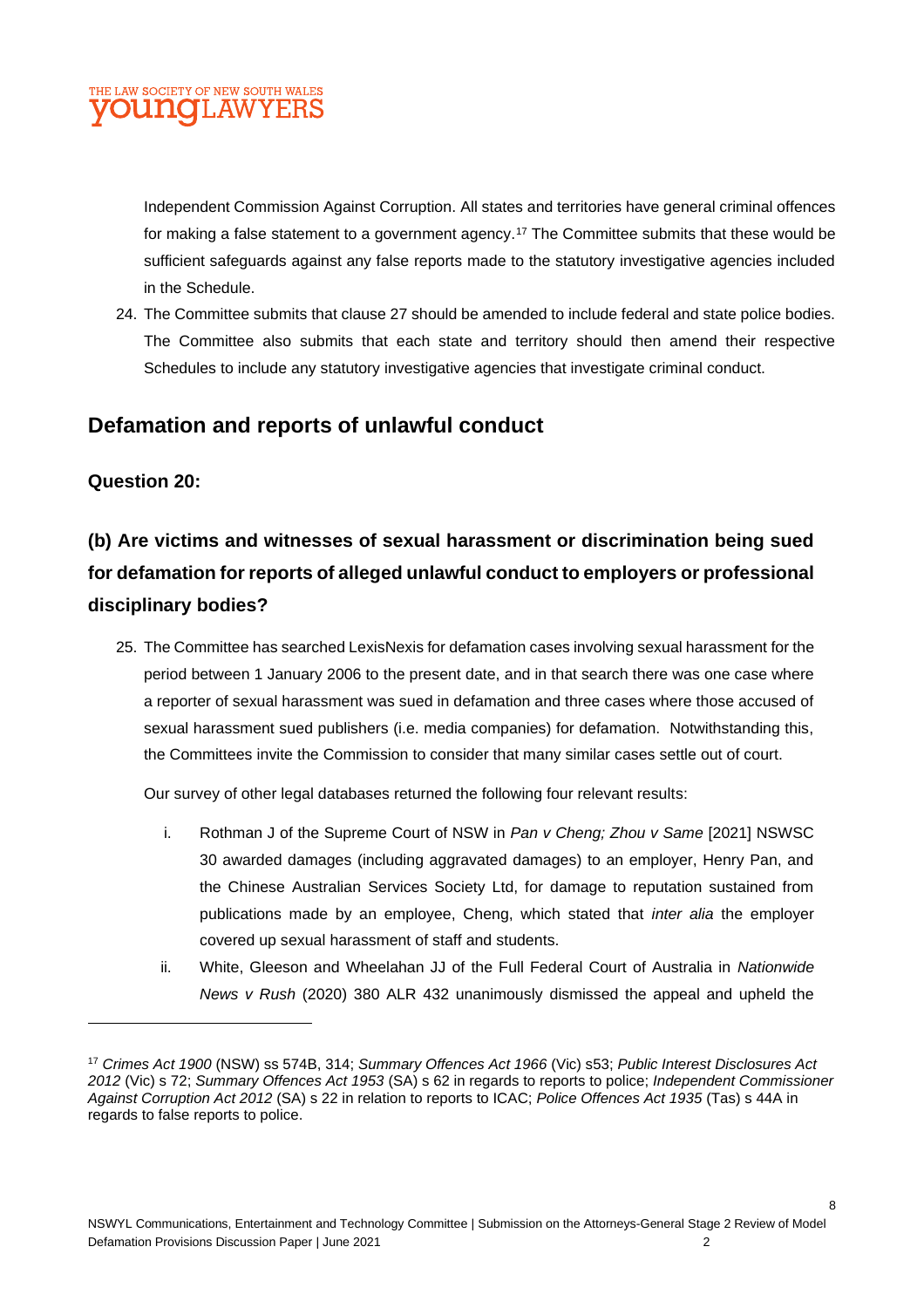Independent Commission Against Corruption. All states and territories have general criminal offences for making a false statement to a government agency.[17] The Committee submits that these would be sufficient safeguards against any false reports made to the statutory investigative agencies included in the Schedule.

24. The Committee submits that clause 27 should be amended to include federal and state police bodies. The Committee also submits that each state and territory should then amend their respective Schedules to include any statutory investigative agencies that investigate criminal conduct.

## Defamation and reports of unlawful conduct

### Question 20:

### (b) Are victims and witnesses of sexual harassment or discrimination being sued for defamation for reports of alleged unlawful conduct to employers or professional disciplinary bodies?

25. The Committee has searched LexisNexis for defamation cases involving sexual harassment for the period between 1 January 2006 to the present date, and in that search there was one case where a reporter of sexual harassment was sued in defamation and three cases where those accused of sexual harassment sued publishers (i.e. media companies) for defamation. Notwithstanding this, the Committees invite the Commission to consider that many similar cases settle out of court.

    Our survey of other legal databases returned the following four relevant results:

    i. Rothman J of the Supreme Court of NSW in *Pan v Cheng; Zhou v Same* [2021] NSWSC 30 awarded damages (including aggravated damages) to an employer, Henry Pan, and the Chinese Australian Services Society Ltd, for damage to reputation sustained from publications made by an employee, Cheng, which stated that *inter alia* the employer covered up sexual harassment of staff and students.

    ii. White, Gleeson and Wheelahan JJ of the Full Federal Court of Australia in *Nationwide News v Rush* (2020) 380 ALR 432 unanimously dismissed the appeal and upheld the

---

[17] *Crimes Act 1900* (NSW) ss 574B, 314; *Summary Offences Act 1966* (Vic) s53; *Public Interest Disclosures Act 2012* (Vic) s 72; *Summary Offences Act 1953* (SA) s 62 in regards to reports to police; *Independent Commissioner Against Corruption Act 2012* (SA) s 22 in relation to reports to ICAC; *Police Offences Act 1935* (Tas) s 44A in regards to false reports to police.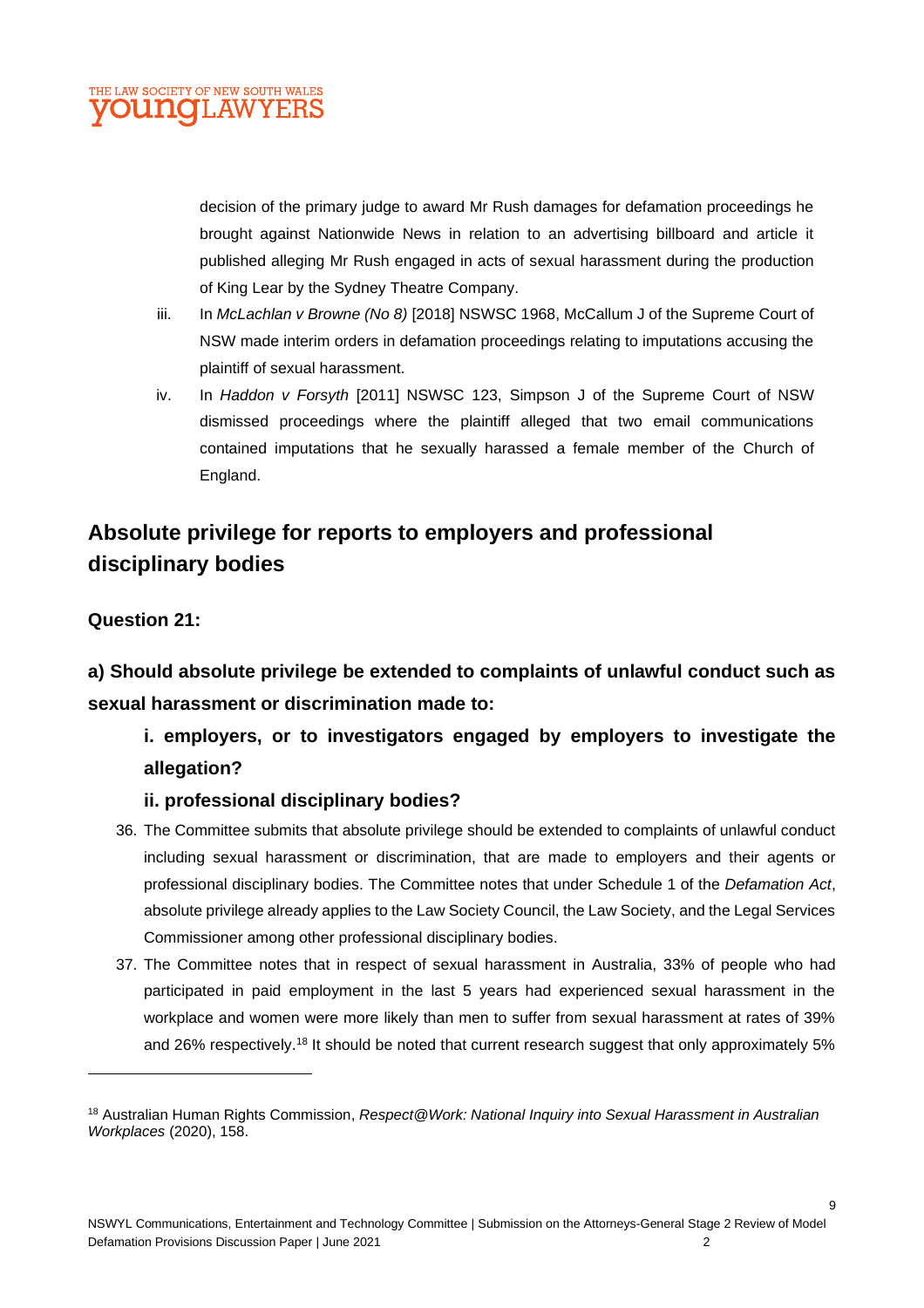decision of the primary judge to award Mr Rush damages for defamation proceedings he brought against Nationwide News in relation to an advertising billboard and article it published alleging Mr Rush engaged in acts of sexual harassment during the production of King Lear by the Sydney Theatre Company.

iii. In *McLachlan v Browne (No 8)* [2018] NSWSC 1968, McCallum J of the Supreme Court of NSW made interim orders in defamation proceedings relating to imputations accusing the plaintiff of sexual harassment.

iv. In *Haddon v Forsyth* [2011] NSWSC 123, Simpson J of the Supreme Court of NSW dismissed proceedings where the plaintiff alleged that two email communications contained imputations that he sexually harassed a female member of the Church of England.

## Absolute privilege for reports to employers and professional disciplinary bodies

### Question 21:

### a) Should absolute privilege be extended to complaints of unlawful conduct such as sexual harassment or discrimination made to:

#### i. employers, or to investigators engaged by employers to investigate the allegation?

#### ii. professional disciplinary bodies?

36. The Committee submits that absolute privilege should be extended to complaints of unlawful conduct including sexual harassment or discrimination, that are made to employers and their agents or professional disciplinary bodies. The Committee notes that under Schedule 1 of the *Defamation Act*, absolute privilege already applies to the Law Society Council, the Law Society, and the Legal Services Commissioner among other professional disciplinary bodies.

37. The Committee notes that in respect of sexual harassment in Australia, 33% of people who had participated in paid employment in the last 5 years had experienced sexual harassment in the workplace and women were more likely than men to suffer from sexual harassment at rates of 39% and 26% respectively.[18] It should be noted that current research suggest that only approximately 5%

[18] Australian Human Rights Commission, *Respect@Work: National Inquiry into Sexual Harassment in Australian Workplaces* (2020), 158.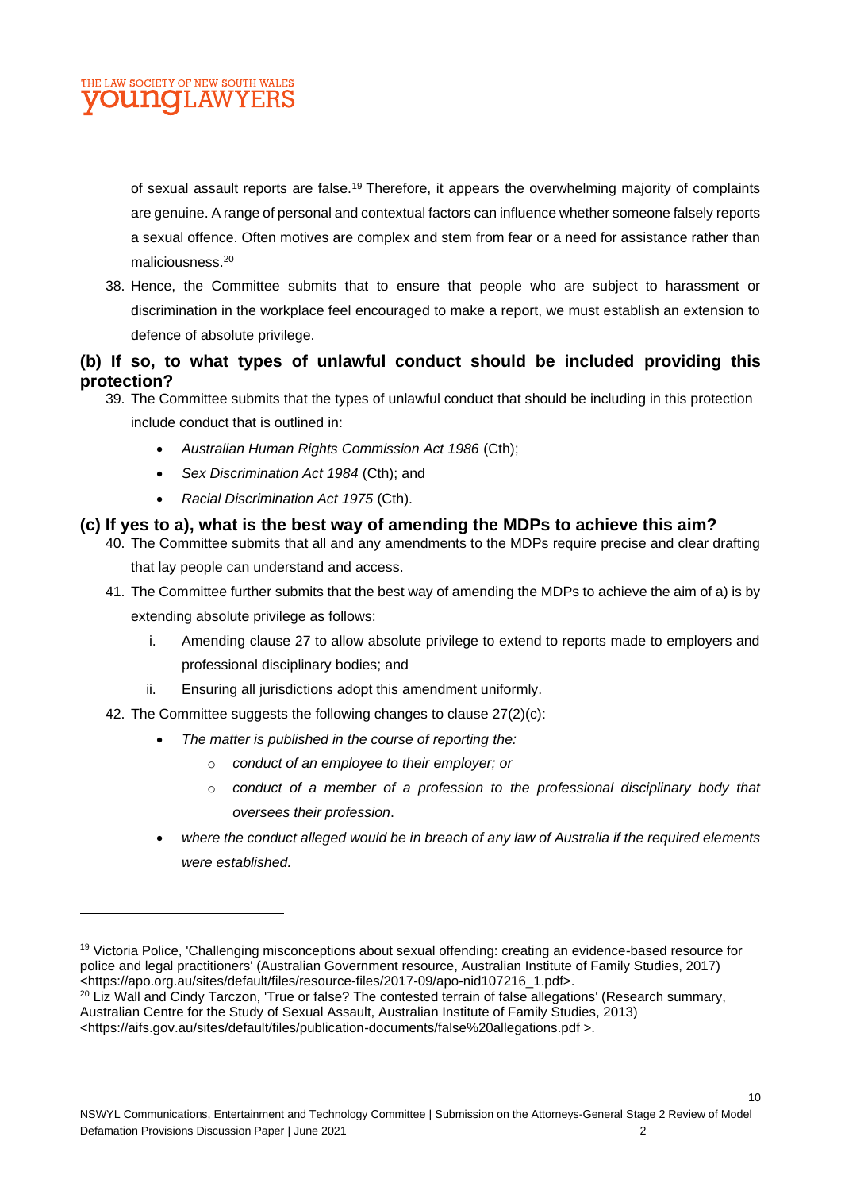of sexual assault reports are false.[19] Therefore, it appears the overwhelming majority of complaints are genuine. A range of personal and contextual factors can influence whether someone falsely reports a sexual offence. Often motives are complex and stem from fear or a need for assistance rather than maliciousness.[20]

38. Hence, the Committee submits that to ensure that people who are subject to harassment or discrimination in the workplace feel encouraged to make a report, we must establish an extension to defence of absolute privilege.

## (b) If so, to what types of unlawful conduct should be included providing this protection?

39. The Committee submits that the types of unlawful conduct that should be including in this protection include conduct that is outlined in:
    - *Australian Human Rights Commission Act 1986* (Cth);
    - *Sex Discrimination Act 1984* (Cth); and
    - *Racial Discrimination Act 1975* (Cth).

## (c) If yes to a), what is the best way of amending the MDPs to achieve this aim?

40. The Committee submits that all and any amendments to the MDPs require precise and clear drafting that lay people can understand and access.
41. The Committee further submits that the best way of amending the MDPs to achieve the aim of a) is by extending absolute privilege as follows:
    1. Amending clause 27 to allow absolute privilege to extend to reports made to employers and professional disciplinary bodies; and
    2. Ensuring all jurisdictions adopt this amendment uniformly.
42. The Committee suggests the following changes to clause 27(2)(c):
    - *The matter is published in the course of reporting the:*
        - *conduct of an employee to their employer; or*
        - *conduct of a member of a profession to the professional disciplinary body that oversees their profession*.
    - *where the conduct alleged would be in breach of any law of Australia if the required elements were established.*

---

[19] Victoria Police, 'Challenging misconceptions about sexual offending: creating an evidence-based resource for police and legal practitioners' (Australian Government resource, Australian Institute of Family Studies, 2017) <https://apo.org.au/sites/default/files/resource-files/2017-09/apo-nid107216_1.pdf>.

[20] Liz Wall and Cindy Tarczon, 'True or false? The contested terrain of false allegations' (Research summary, Australian Centre for the Study of Sexual Assault, Australian Institute of Family Studies, 2013) <https://aifs.gov.au/sites/default/files/publication-documents/false%20allegations.pdf >.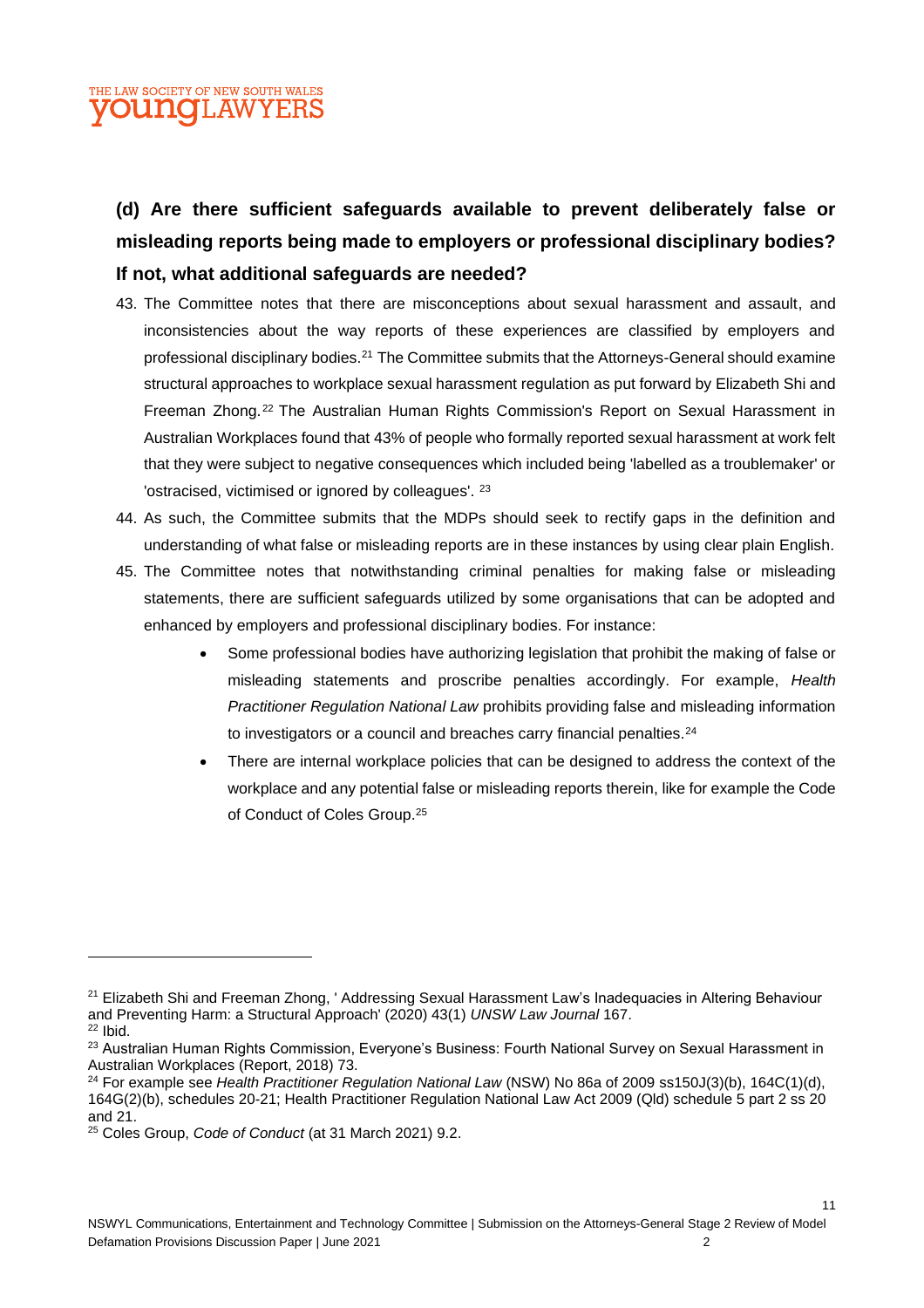**(d) Are there sufficient safeguards available to prevent deliberately false or misleading reports being made to employers or professional disciplinary bodies? If not, what additional safeguards are needed?**

43. The Committee notes that there are misconceptions about sexual harassment and assault, and inconsistencies about the way reports of these experiences are classified by employers and professional disciplinary bodies.[21] The Committee submits that the Attorneys-General should examine structural approaches to workplace sexual harassment regulation as put forward by Elizabeth Shi and Freeman Zhong.[22] The Australian Human Rights Commission's Report on Sexual Harassment in Australian Workplaces found that 43% of people who formally reported sexual harassment at work felt that they were subject to negative consequences which included being 'labelled as a troublemaker' or 'ostracised, victimised or ignored by colleagues'. [23]
44. As such, the Committee submits that the MDPs should seek to rectify gaps in the definition and understanding of what false or misleading reports are in these instances by using clear plain English.
45. The Committee notes that notwithstanding criminal penalties for making false or misleading statements, there are sufficient safeguards utilized by some organisations that can be adopted and enhanced by employers and professional disciplinary bodies. For instance:
    - Some professional bodies have authorizing legislation that prohibit the making of false or misleading statements and proscribe penalties accordingly. For example, *Health Practitioner Regulation National Law* prohibits providing false and misleading information to investigators or a council and breaches carry financial penalties.[24]
    - There are internal workplace policies that can be designed to address the context of the workplace and any potential false or misleading reports therein, like for example the Code of Conduct of Coles Group.[25]

---

[21] Elizabeth Shi and Freeman Zhong, ' Addressing Sexual Harassment Law's Inadequacies in Altering Behaviour and Preventing Harm: a Structural Approach' (2020) 43(1) *UNSW Law Journal* 167.
[22] Ibid.
[23] Australian Human Rights Commission, Everyone's Business: Fourth National Survey on Sexual Harassment in Australian Workplaces (Report, 2018) 73.
[24] For example see *Health Practitioner Regulation National Law* (NSW) No 86a of 2009 ss150J(3)(b), 164C(1)(d), 164G(2)(b), schedules 20-21; Health Practitioner Regulation National Law Act 2009 (Qld) schedule 5 part 2 ss 20 and 21.
[25] Coles Group, *Code of Conduct* (at 31 March 2021) 9.2.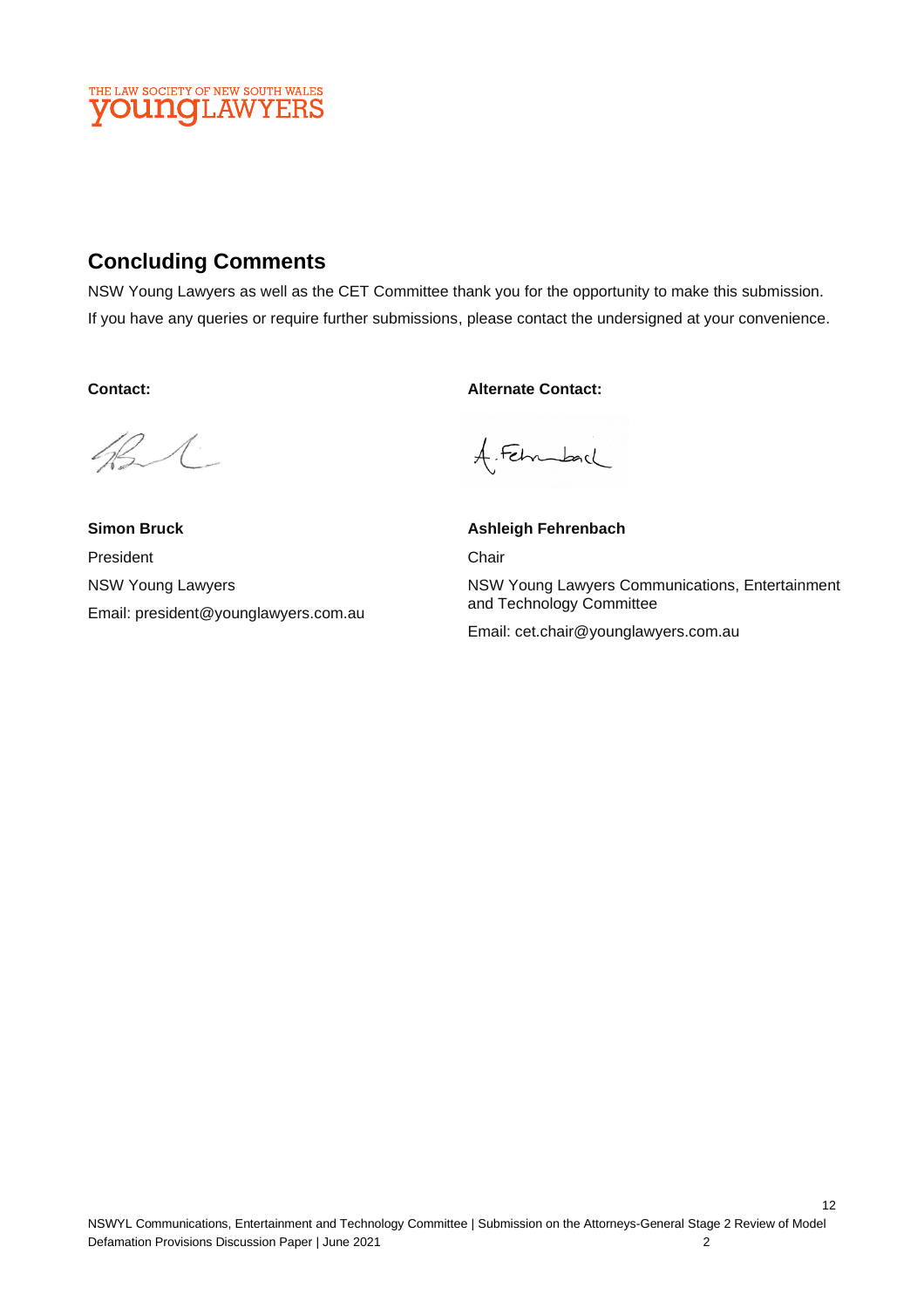## Concluding Comments

NSW Young Lawyers as well as the CET Committee thank you for the opportunity to make this submission. If you have any queries or require further submissions, please contact the undersigned at your convenience.

**Contact:**

**Simon Bruck**
President
NSW Young Lawyers
Email: president@younglawyers.com.au

**Alternate Contact:**

**Ashleigh Fehrenbach**
Chair
NSW Young Lawyers Communications, Entertainment and Technology Committee
Email: cet.chair@younglawyers.com.au